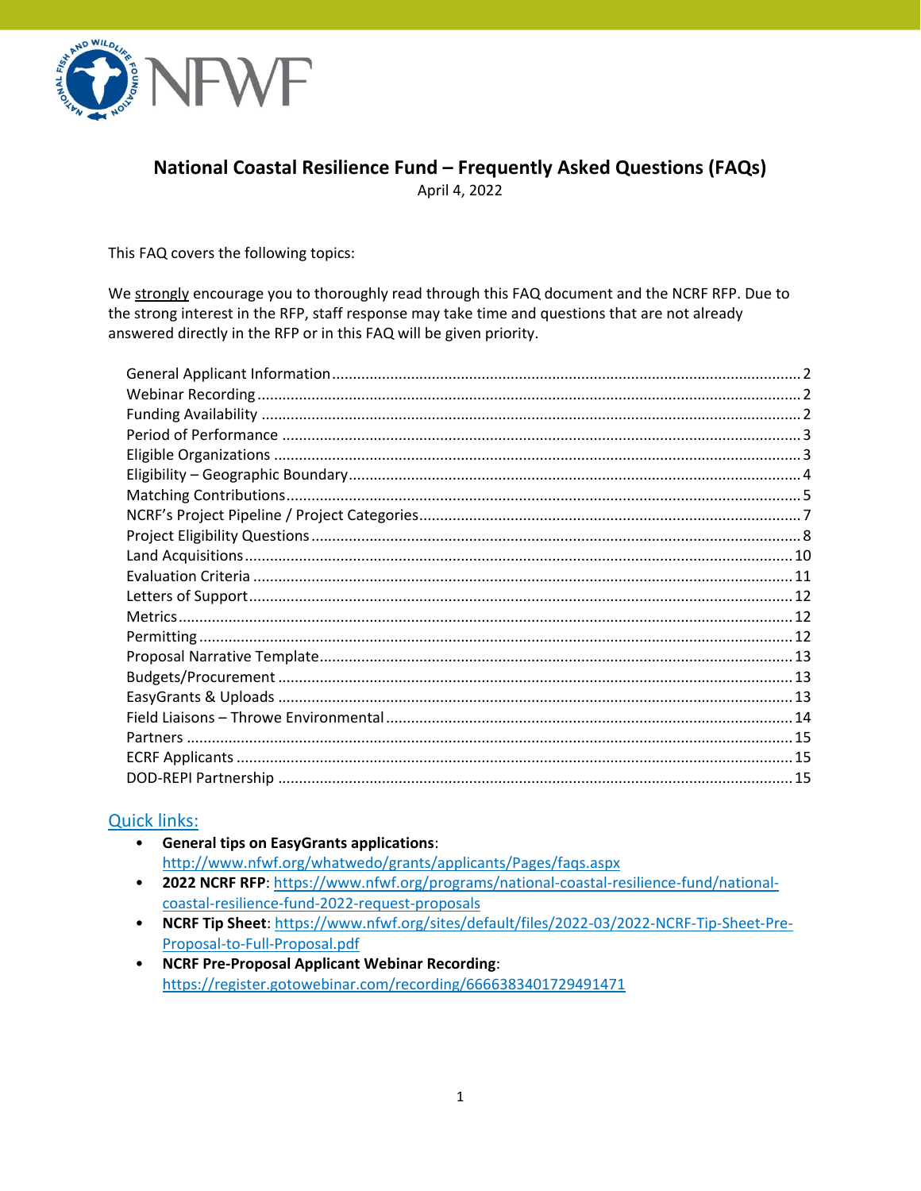# National Coastal Resilience Fund – Frequently Asked Questions (FAQs)

April 4, 2022

This FAQ covers the following topics:

We strongly encourage you to thoroughly read through this FAQ document and the NCRF RFP. Due to the strong interest in the RFP, staff response may take time and questions that are not already answered directly in the RFP or in this FAQ will be given priority.

- General Applicant Information ... 2
- Webinar Recording ... 2
- Funding Availability ... 2
- Period of Performance ... 3
- Eligible Organizations ... 3
- Eligibility – Geographic Boundary ... 4
- Matching Contributions ... 5
- NCRF's Project Pipeline / Project Categories ... 7
- Project Eligibility Questions ... 8
- Land Acquisitions ... 10
- Evaluation Criteria ... 11
- Letters of Support ... 12
- Metrics ... 12
- Permitting ... 12
- Proposal Narrative Template ... 13
- Budgets/Procurement ... 13
- EasyGrants & Uploads ... 13
- Field Liaisons – Throwe Environmental ... 14
- Partners ... 15
- ECRF Applicants ... 15
- DOD-REPI Partnership ... 15

## Quick links:

- **General tips on EasyGrants applications**: http://www.nfwf.org/whatwedo/grants/applicants/Pages/faqs.aspx
- **2022 NCRF RFP**: https://www.nfwf.org/programs/national-coastal-resilience-fund/national-coastal-resilience-fund-2022-request-proposals
- **NCRF Tip Sheet**: https://www.nfwf.org/sites/default/files/2022-03/2022-NCRF-Tip-Sheet-Pre-Proposal-to-Full-Proposal.pdf
- **NCRF Pre-Proposal Applicant Webinar Recording**: https://register.gotowebinar.com/recording/6666383401729491471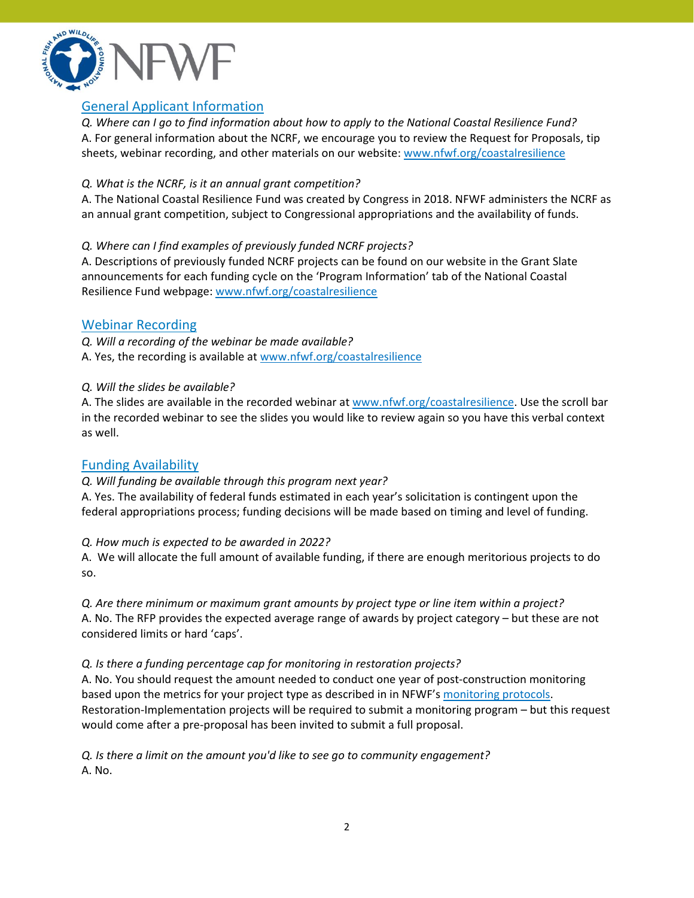## General Applicant Information

*Q. Where can I go to find information about how to apply to the National Coastal Resilience Fund?*
A. For general information about the NCRF, we encourage you to review the Request for Proposals, tip sheets, webinar recording, and other materials on our website: [www.nfwf.org/coastalresilience](www.nfwf.org/coastalresilience)

*Q. What is the NCRF, is it an annual grant competition?*
A. The National Coastal Resilience Fund was created by Congress in 2018. NFWF administers the NCRF as an annual grant competition, subject to Congressional appropriations and the availability of funds.

*Q. Where can I find examples of previously funded NCRF projects?*
A. Descriptions of previously funded NCRF projects can be found on our website in the Grant Slate announcements for each funding cycle on the 'Program Information' tab of the National Coastal Resilience Fund webpage: [www.nfwf.org/coastalresilience](www.nfwf.org/coastalresilience)

## Webinar Recording

*Q. Will a recording of the webinar be made available?*
A. Yes, the recording is available at [www.nfwf.org/coastalresilience](www.nfwf.org/coastalresilience)

*Q. Will the slides be available?*
A. The slides are available in the recorded webinar at [www.nfwf.org/coastalresilience](www.nfwf.org/coastalresilience). Use the scroll bar in the recorded webinar to see the slides you would like to review again so you have this verbal context as well.

## Funding Availability

*Q. Will funding be available through this program next year?*
A. Yes. The availability of federal funds estimated in each year's solicitation is contingent upon the federal appropriations process; funding decisions will be made based on timing and level of funding.

*Q. How much is expected to be awarded in 2022?*
A. We will allocate the full amount of available funding, if there are enough meritorious projects to do so.

*Q. Are there minimum or maximum grant amounts by project type or line item within a project?*
A. No. The RFP provides the expected average range of awards by project category – but these are not considered limits or hard 'caps'.

*Q. Is there a funding percentage cap for monitoring in restoration projects?*
A. No. You should request the amount needed to conduct one year of post-construction monitoring based upon the metrics for your project type as described in in NFWF's monitoring protocols. Restoration-Implementation projects will be required to submit a monitoring program – but this request would come after a pre-proposal has been invited to submit a full proposal.

*Q. Is there a limit on the amount you'd like to see go to community engagement?*
A. No.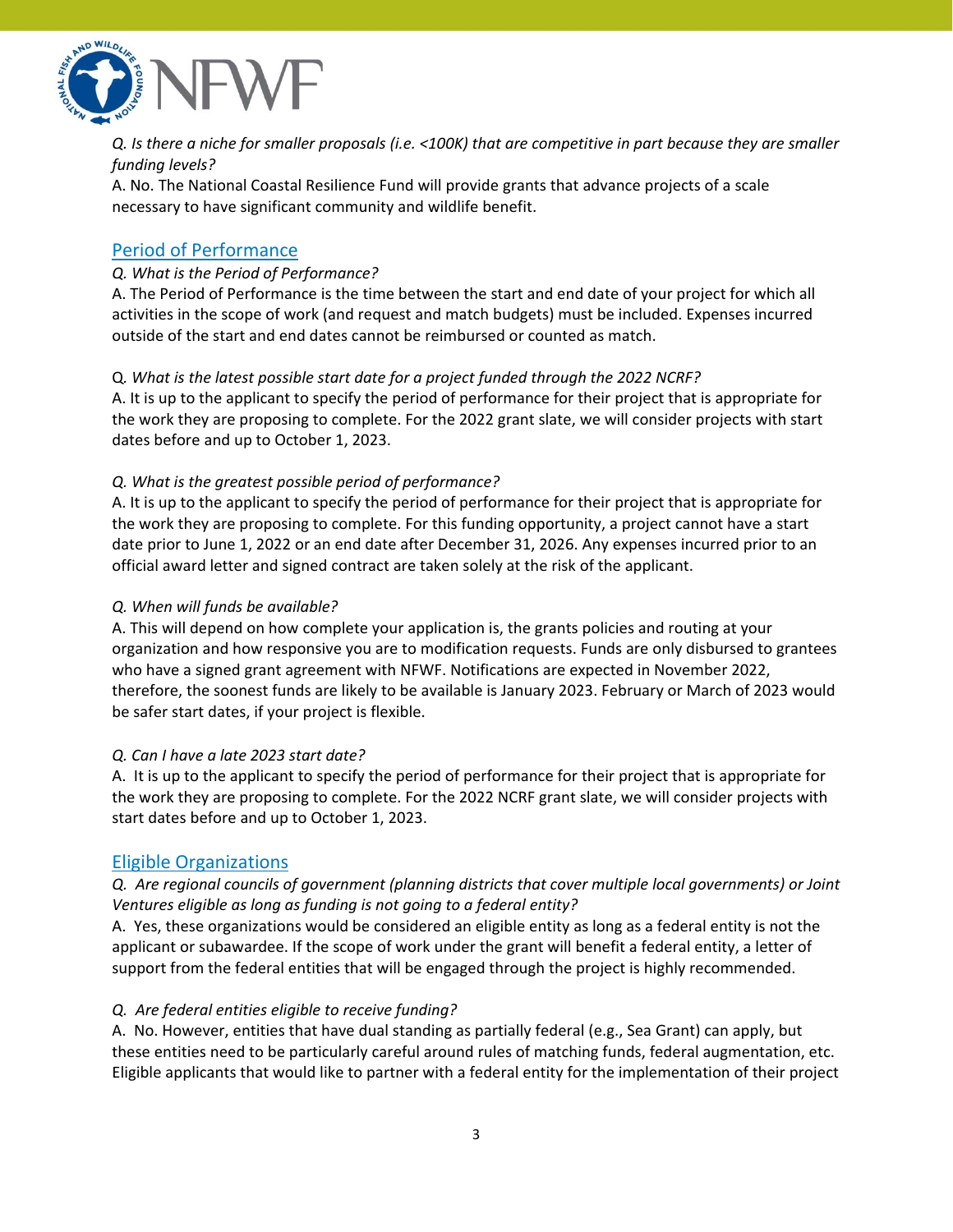*Q. Is there a niche for smaller proposals (i.e. <100K) that are competitive in part because they are smaller funding levels?*
A. No. The National Coastal Resilience Fund will provide grants that advance projects of a scale necessary to have significant community and wildlife benefit.

## Period of Performance

*Q. What is the Period of Performance?*
A. The Period of Performance is the time between the start and end date of your project for which all activities in the scope of work (and request and match budgets) must be included. Expenses incurred outside of the start and end dates cannot be reimbursed or counted as match.

Q. *What is the latest possible start date for a project funded through the 2022 NCRF?*
A. It is up to the applicant to specify the period of performance for their project that is appropriate for the work they are proposing to complete. For the 2022 grant slate, we will consider projects with start dates before and up to October 1, 2023.

*Q. What is the greatest possible period of performance?*
A. It is up to the applicant to specify the period of performance for their project that is appropriate for the work they are proposing to complete. For this funding opportunity, a project cannot have a start date prior to June 1, 2022 or an end date after December 31, 2026. Any expenses incurred prior to an official award letter and signed contract are taken solely at the risk of the applicant.

*Q. When will funds be available?*
A. This will depend on how complete your application is, the grants policies and routing at your organization and how responsive you are to modification requests. Funds are only disbursed to grantees who have a signed grant agreement with NFWF. Notifications are expected in November 2022, therefore, the soonest funds are likely to be available is January 2023. February or March of 2023 would be safer start dates, if your project is flexible.

*Q. Can I have a late 2023 start date?*
A. It is up to the applicant to specify the period of performance for their project that is appropriate for the work they are proposing to complete. For the 2022 NCRF grant slate, we will consider projects with start dates before and up to October 1, 2023.

## Eligible Organizations

*Q. Are regional councils of government (planning districts that cover multiple local governments) or Joint Ventures eligible as long as funding is not going to a federal entity?*
A. Yes, these organizations would be considered an eligible entity as long as a federal entity is not the applicant or subawardee. If the scope of work under the grant will benefit a federal entity, a letter of support from the federal entities that will be engaged through the project is highly recommended.

*Q. Are federal entities eligible to receive funding?*
A. No. However, entities that have dual standing as partially federal (e.g., Sea Grant) can apply, but these entities need to be particularly careful around rules of matching funds, federal augmentation, etc. Eligible applicants that would like to partner with a federal entity for the implementation of their project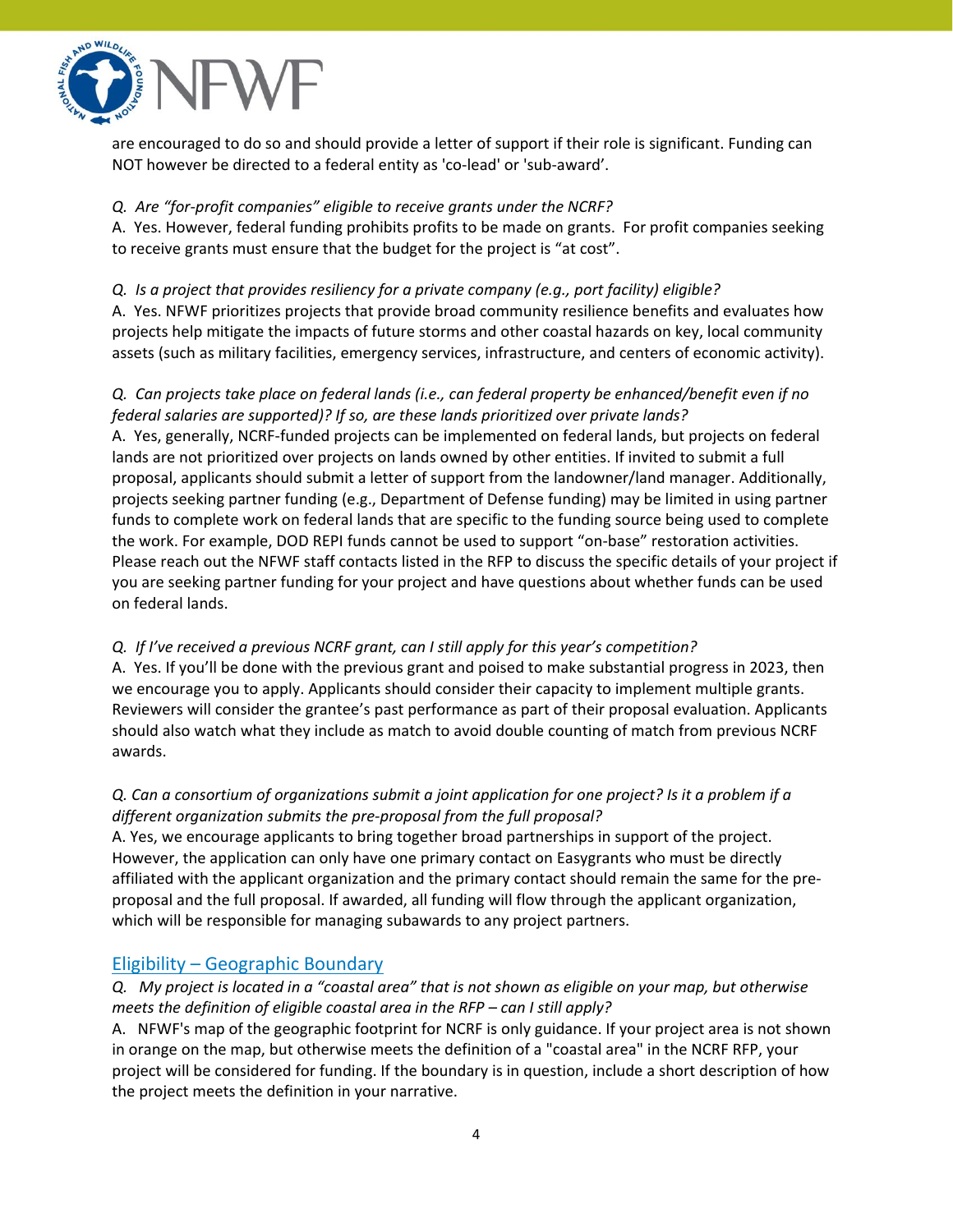are encouraged to do so and should provide a letter of support if their role is significant. Funding can NOT however be directed to a federal entity as 'co-lead' or 'sub-award'.

*Q. Are "for-profit companies" eligible to receive grants under the NCRF?*
A. Yes. However, federal funding prohibits profits to be made on grants. For profit companies seeking to receive grants must ensure that the budget for the project is "at cost".

*Q. Is a project that provides resiliency for a private company (e.g., port facility) eligible?*
A. Yes. NFWF prioritizes projects that provide broad community resilience benefits and evaluates how projects help mitigate the impacts of future storms and other coastal hazards on key, local community assets (such as military facilities, emergency services, infrastructure, and centers of economic activity).

*Q. Can projects take place on federal lands (i.e., can federal property be enhanced/benefit even if no federal salaries are supported)? If so, are these lands prioritized over private lands?*
A. Yes, generally, NCRF-funded projects can be implemented on federal lands, but projects on federal lands are not prioritized over projects on lands owned by other entities. If invited to submit a full proposal, applicants should submit a letter of support from the landowner/land manager. Additionally, projects seeking partner funding (e.g., Department of Defense funding) may be limited in using partner funds to complete work on federal lands that are specific to the funding source being used to complete the work. For example, DOD REPI funds cannot be used to support "on-base" restoration activities. Please reach out the NFWF staff contacts listed in the RFP to discuss the specific details of your project if you are seeking partner funding for your project and have questions about whether funds can be used on federal lands.

*Q. If I've received a previous NCRF grant, can I still apply for this year's competition?*
A. Yes. If you'll be done with the previous grant and poised to make substantial progress in 2023, then we encourage you to apply. Applicants should consider their capacity to implement multiple grants. Reviewers will consider the grantee's past performance as part of their proposal evaluation. Applicants should also watch what they include as match to avoid double counting of match from previous NCRF awards.

*Q. Can a consortium of organizations submit a joint application for one project? Is it a problem if a different organization submits the pre-proposal from the full proposal?*
A. Yes, we encourage applicants to bring together broad partnerships in support of the project. However, the application can only have one primary contact on Easygrants who must be directly affiliated with the applicant organization and the primary contact should remain the same for the pre-proposal and the full proposal. If awarded, all funding will flow through the applicant organization, which will be responsible for managing subawards to any project partners.

## Eligibility – Geographic Boundary

*Q. My project is located in a "coastal area" that is not shown as eligible on your map, but otherwise meets the definition of eligible coastal area in the RFP – can I still apply?*
A. NFWF's map of the geographic footprint for NCRF is only guidance. If your project area is not shown in orange on the map, but otherwise meets the definition of a "coastal area" in the NCRF RFP, your project will be considered for funding. If the boundary is in question, include a short description of how the project meets the definition in your narrative.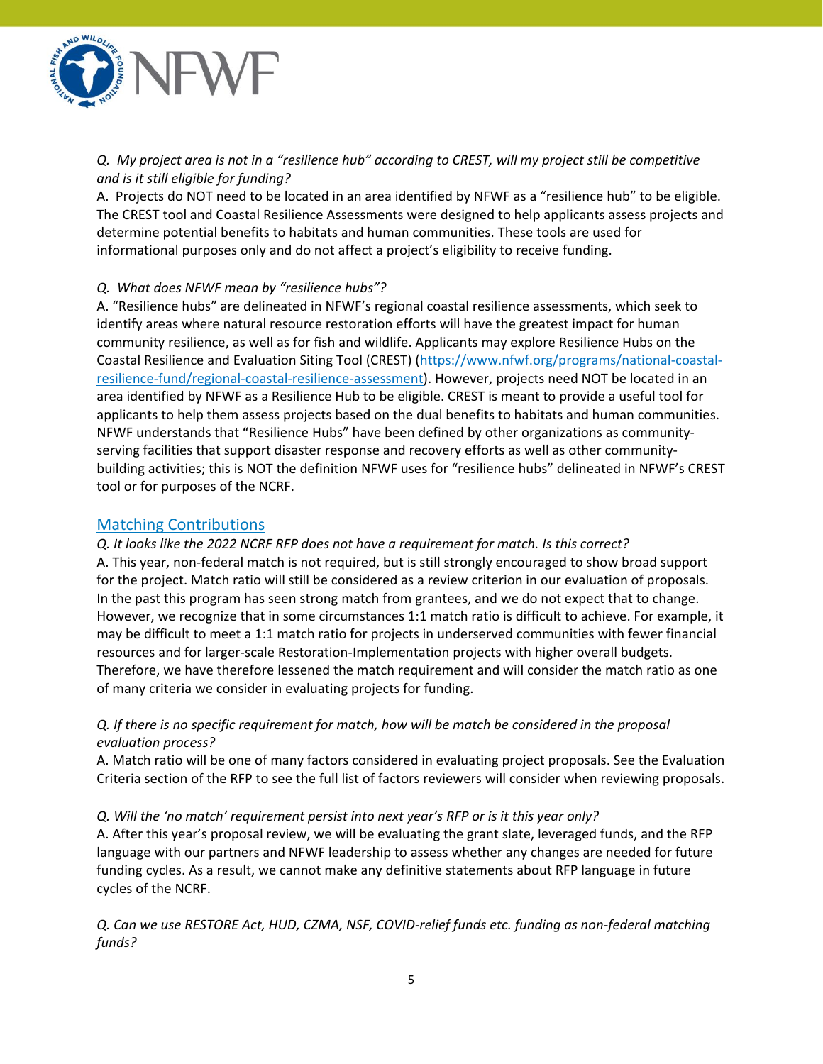*Q. My project area is not in a "resilience hub" according to CREST, will my project still be competitive and is it still eligible for funding?*

A. Projects do NOT need to be located in an area identified by NFWF as a "resilience hub" to be eligible. The CREST tool and Coastal Resilience Assessments were designed to help applicants assess projects and determine potential benefits to habitats and human communities. These tools are used for informational purposes only and do not affect a project's eligibility to receive funding.

*Q. What does NFWF mean by "resilience hubs"?*

A. "Resilience hubs" are delineated in NFWF's regional coastal resilience assessments, which seek to identify areas where natural resource restoration efforts will have the greatest impact for human community resilience, as well as for fish and wildlife. Applicants may explore Resilience Hubs on the Coastal Resilience and Evaluation Siting Tool (CREST) ([https://www.nfwf.org/programs/national-coastal-resilience-fund/regional-coastal-resilience-assessment](https://www.nfwf.org/programs/national-coastal-resilience-fund/regional-coastal-resilience-assessment)). However, projects need NOT be located in an area identified by NFWF as a Resilience Hub to be eligible. CREST is meant to provide a useful tool for applicants to help them assess projects based on the dual benefits to habitats and human communities. NFWF understands that "Resilience Hubs" have been defined by other organizations as community-serving facilities that support disaster response and recovery efforts as well as other community-building activities; this is NOT the definition NFWF uses for "resilience hubs" delineated in NFWF's CREST tool or for purposes of the NCRF.

## Matching Contributions

*Q. It looks like the 2022 NCRF RFP does not have a requirement for match. Is this correct?*

A. This year, non-federal match is not required, but is still strongly encouraged to show broad support for the project. Match ratio will still be considered as a review criterion in our evaluation of proposals. In the past this program has seen strong match from grantees, and we do not expect that to change. However, we recognize that in some circumstances 1:1 match ratio is difficult to achieve. For example, it may be difficult to meet a 1:1 match ratio for projects in underserved communities with fewer financial resources and for larger-scale Restoration-Implementation projects with higher overall budgets. Therefore, we have therefore lessened the match requirement and will consider the match ratio as one of many criteria we consider in evaluating projects for funding.

*Q. If there is no specific requirement for match, how will be match be considered in the proposal evaluation process?*

A. Match ratio will be one of many factors considered in evaluating project proposals. See the Evaluation Criteria section of the RFP to see the full list of factors reviewers will consider when reviewing proposals.

*Q. Will the 'no match' requirement persist into next year's RFP or is it this year only?*

A. After this year's proposal review, we will be evaluating the grant slate, leveraged funds, and the RFP language with our partners and NFWF leadership to assess whether any changes are needed for future funding cycles. As a result, we cannot make any definitive statements about RFP language in future cycles of the NCRF.

*Q. Can we use RESTORE Act, HUD, CZMA, NSF, COVID-relief funds etc. funding as non-federal matching funds?*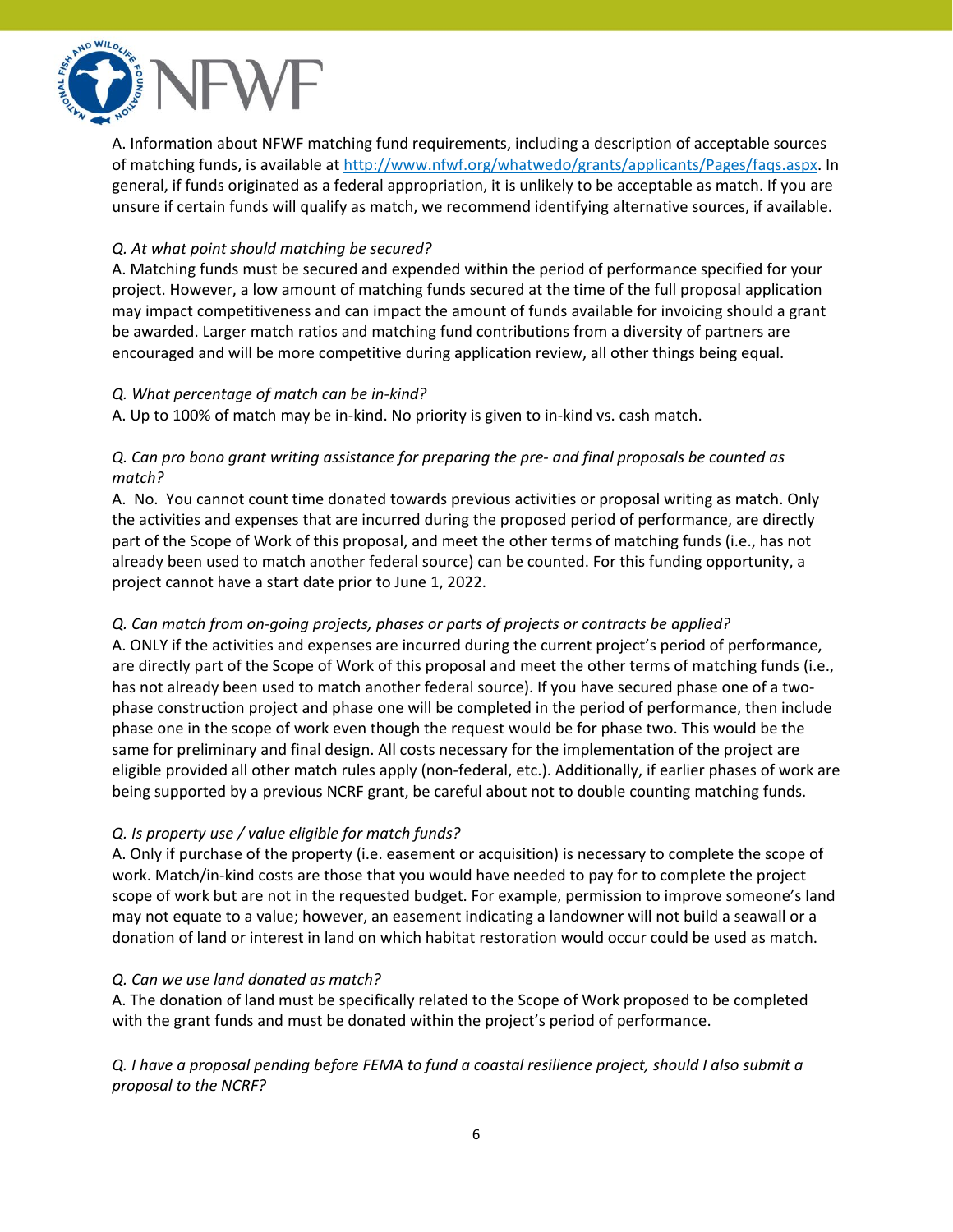A. Information about NFWF matching fund requirements, including a description of acceptable sources of matching funds, is available at [http://www.nfwf.org/whatwedo/grants/applicants/Pages/faqs.aspx](http://www.nfwf.org/whatwedo/grants/applicants/Pages/faqs.aspx). In general, if funds originated as a federal appropriation, it is unlikely to be acceptable as match. If you are unsure if certain funds will qualify as match, we recommend identifying alternative sources, if available.

*Q. At what point should matching be secured?*
A. Matching funds must be secured and expended within the period of performance specified for your project. However, a low amount of matching funds secured at the time of the full proposal application may impact competitiveness and can impact the amount of funds available for invoicing should a grant be awarded. Larger match ratios and matching fund contributions from a diversity of partners are encouraged and will be more competitive during application review, all other things being equal.

*Q. What percentage of match can be in-kind?*
A. Up to 100% of match may be in-kind. No priority is given to in-kind vs. cash match.

*Q. Can pro bono grant writing assistance for preparing the pre- and final proposals be counted as match?*
A. No. You cannot count time donated towards previous activities or proposal writing as match. Only the activities and expenses that are incurred during the proposed period of performance, are directly part of the Scope of Work of this proposal, and meet the other terms of matching funds (i.e., has not already been used to match another federal source) can be counted. For this funding opportunity, a project cannot have a start date prior to June 1, 2022.

*Q. Can match from on-going projects, phases or parts of projects or contracts be applied?*
A. ONLY if the activities and expenses are incurred during the current project's period of performance, are directly part of the Scope of Work of this proposal and meet the other terms of matching funds (i.e., has not already been used to match another federal source). If you have secured phase one of a two-phase construction project and phase one will be completed in the period of performance, then include phase one in the scope of work even though the request would be for phase two. This would be the same for preliminary and final design. All costs necessary for the implementation of the project are eligible provided all other match rules apply (non-federal, etc.). Additionally, if earlier phases of work are being supported by a previous NCRF grant, be careful about not to double counting matching funds.

*Q. Is property use / value eligible for match funds?*
A. Only if purchase of the property (i.e. easement or acquisition) is necessary to complete the scope of work. Match/in-kind costs are those that you would have needed to pay for to complete the project scope of work but are not in the requested budget. For example, permission to improve someone's land may not equate to a value; however, an easement indicating a landowner will not build a seawall or a donation of land or interest in land on which habitat restoration would occur could be used as match.

*Q. Can we use land donated as match?*
A. The donation of land must be specifically related to the Scope of Work proposed to be completed with the grant funds and must be donated within the project's period of performance.

*Q. I have a proposal pending before FEMA to fund a coastal resilience project, should I also submit a proposal to the NCRF?*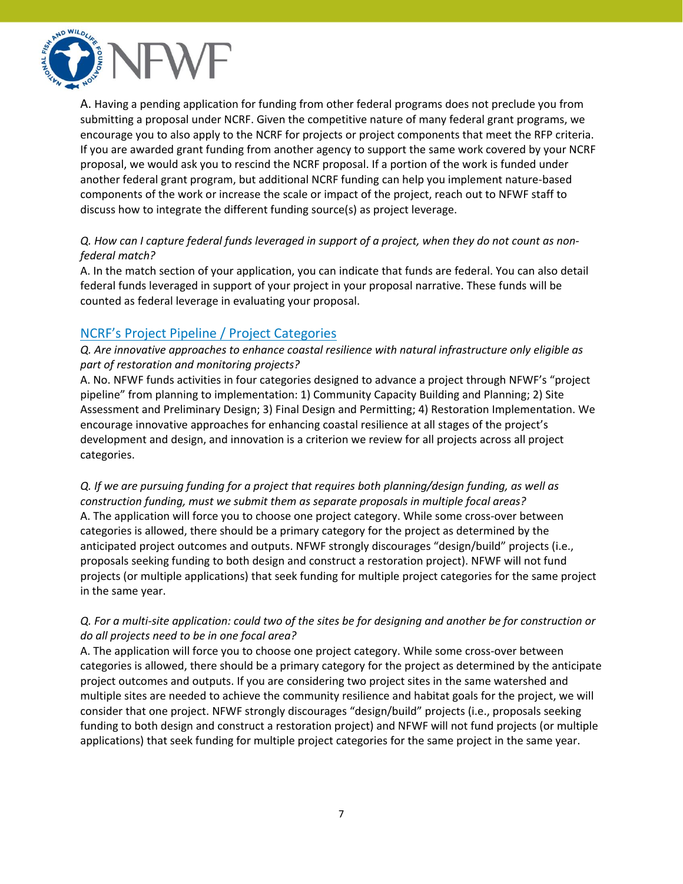A. Having a pending application for funding from other federal programs does not preclude you from submitting a proposal under NCRF. Given the competitive nature of many federal grant programs, we encourage you to also apply to the NCRF for projects or project components that meet the RFP criteria. If you are awarded grant funding from another agency to support the same work covered by your NCRF proposal, we would ask you to rescind the NCRF proposal. If a portion of the work is funded under another federal grant program, but additional NCRF funding can help you implement nature-based components of the work or increase the scale or impact of the project, reach out to NFWF staff to discuss how to integrate the different funding source(s) as project leverage.

*Q. How can I capture federal funds leveraged in support of a project, when they do not count as non-federal match?*
A. In the match section of your application, you can indicate that funds are federal. You can also detail federal funds leveraged in support of your project in your proposal narrative. These funds will be counted as federal leverage in evaluating your proposal.

## NCRF's Project Pipeline / Project Categories

*Q. Are innovative approaches to enhance coastal resilience with natural infrastructure only eligible as part of restoration and monitoring projects?*
A. No. NFWF funds activities in four categories designed to advance a project through NFWF's "project pipeline" from planning to implementation: 1) Community Capacity Building and Planning; 2) Site Assessment and Preliminary Design; 3) Final Design and Permitting; 4) Restoration Implementation. We encourage innovative approaches for enhancing coastal resilience at all stages of the project's development and design, and innovation is a criterion we review for all projects across all project categories.

*Q. If we are pursuing funding for a project that requires both planning/design funding, as well as construction funding, must we submit them as separate proposals in multiple focal areas?*
A. The application will force you to choose one project category. While some cross-over between categories is allowed, there should be a primary category for the project as determined by the anticipated project outcomes and outputs. NFWF strongly discourages "design/build" projects (i.e., proposals seeking funding to both design and construct a restoration project). NFWF will not fund projects (or multiple applications) that seek funding for multiple project categories for the same project in the same year.

*Q. For a multi-site application: could two of the sites be for designing and another be for construction or do all projects need to be in one focal area?*
A. The application will force you to choose one project category. While some cross-over between categories is allowed, there should be a primary category for the project as determined by the anticipate project outcomes and outputs. If you are considering two project sites in the same watershed and multiple sites are needed to achieve the community resilience and habitat goals for the project, we will consider that one project. NFWF strongly discourages "design/build" projects (i.e., proposals seeking funding to both design and construct a restoration project) and NFWF will not fund projects (or multiple applications) that seek funding for multiple project categories for the same project in the same year.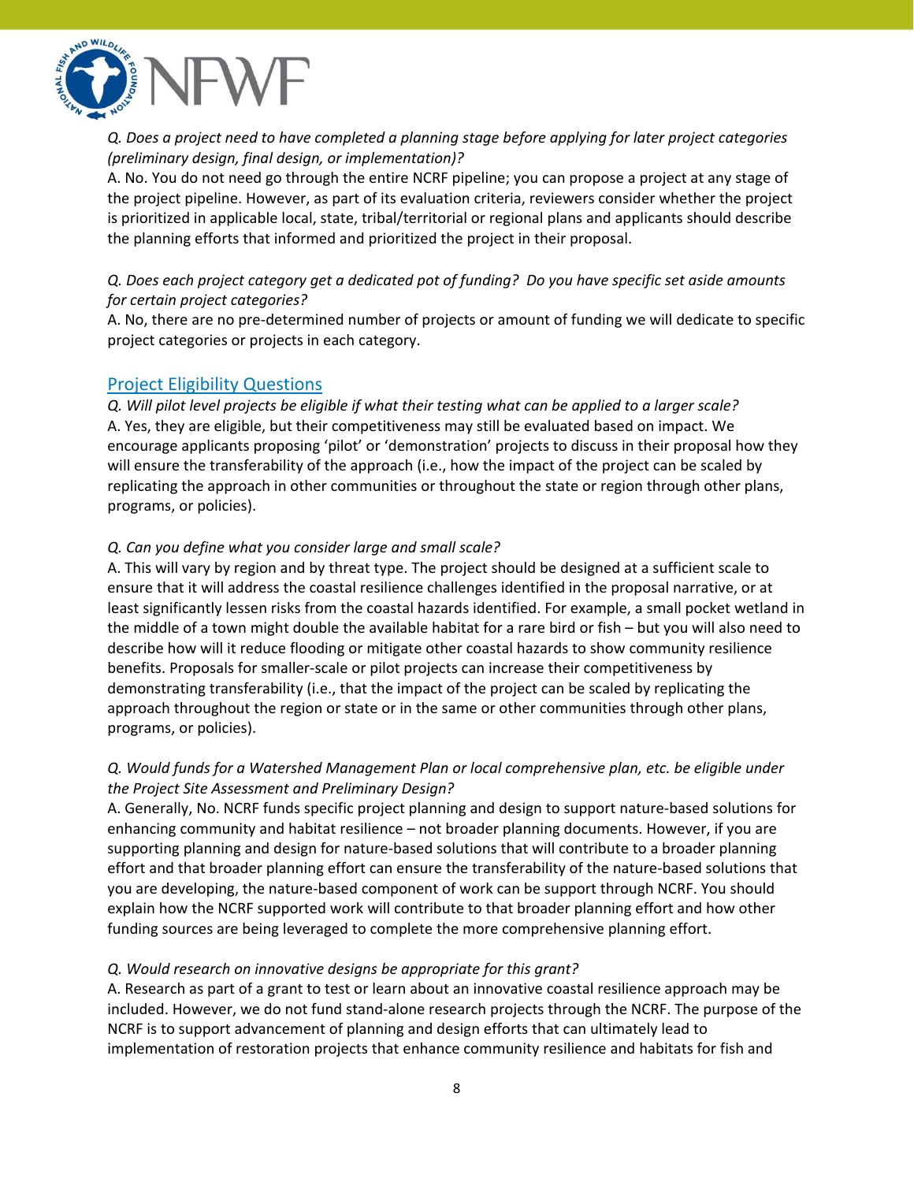*Q. Does a project need to have completed a planning stage before applying for later project categories (preliminary design, final design, or implementation)?*
A. No. You do not need go through the entire NCRF pipeline; you can propose a project at any stage of the project pipeline. However, as part of its evaluation criteria, reviewers consider whether the project is prioritized in applicable local, state, tribal/territorial or regional plans and applicants should describe the planning efforts that informed and prioritized the project in their proposal.

*Q. Does each project category get a dedicated pot of funding? Do you have specific set aside amounts for certain project categories?*
A. No, there are no pre-determined number of projects or amount of funding we will dedicate to specific project categories or projects in each category.

## Project Eligibility Questions

*Q. Will pilot level projects be eligible if what their testing what can be applied to a larger scale?*
A. Yes, they are eligible, but their competitiveness may still be evaluated based on impact. We encourage applicants proposing 'pilot' or 'demonstration' projects to discuss in their proposal how they will ensure the transferability of the approach (i.e., how the impact of the project can be scaled by replicating the approach in other communities or throughout the state or region through other plans, programs, or policies).

*Q. Can you define what you consider large and small scale?*
A. This will vary by region and by threat type. The project should be designed at a sufficient scale to ensure that it will address the coastal resilience challenges identified in the proposal narrative, or at least significantly lessen risks from the coastal hazards identified. For example, a small pocket wetland in the middle of a town might double the available habitat for a rare bird or fish – but you will also need to describe how will it reduce flooding or mitigate other coastal hazards to show community resilience benefits. Proposals for smaller-scale or pilot projects can increase their competitiveness by demonstrating transferability (i.e., that the impact of the project can be scaled by replicating the approach throughout the region or state or in the same or other communities through other plans, programs, or policies).

*Q. Would funds for a Watershed Management Plan or local comprehensive plan, etc. be eligible under the Project Site Assessment and Preliminary Design?*
A. Generally, No. NCRF funds specific project planning and design to support nature-based solutions for enhancing community and habitat resilience – not broader planning documents. However, if you are supporting planning and design for nature-based solutions that will contribute to a broader planning effort and that broader planning effort can ensure the transferability of the nature-based solutions that you are developing, the nature-based component of work can be support through NCRF. You should explain how the NCRF supported work will contribute to that broader planning effort and how other funding sources are being leveraged to complete the more comprehensive planning effort.

*Q. Would research on innovative designs be appropriate for this grant?*
A. Research as part of a grant to test or learn about an innovative coastal resilience approach may be included. However, we do not fund stand-alone research projects through the NCRF. The purpose of the NCRF is to support advancement of planning and design efforts that can ultimately lead to implementation of restoration projects that enhance community resilience and habitats for fish and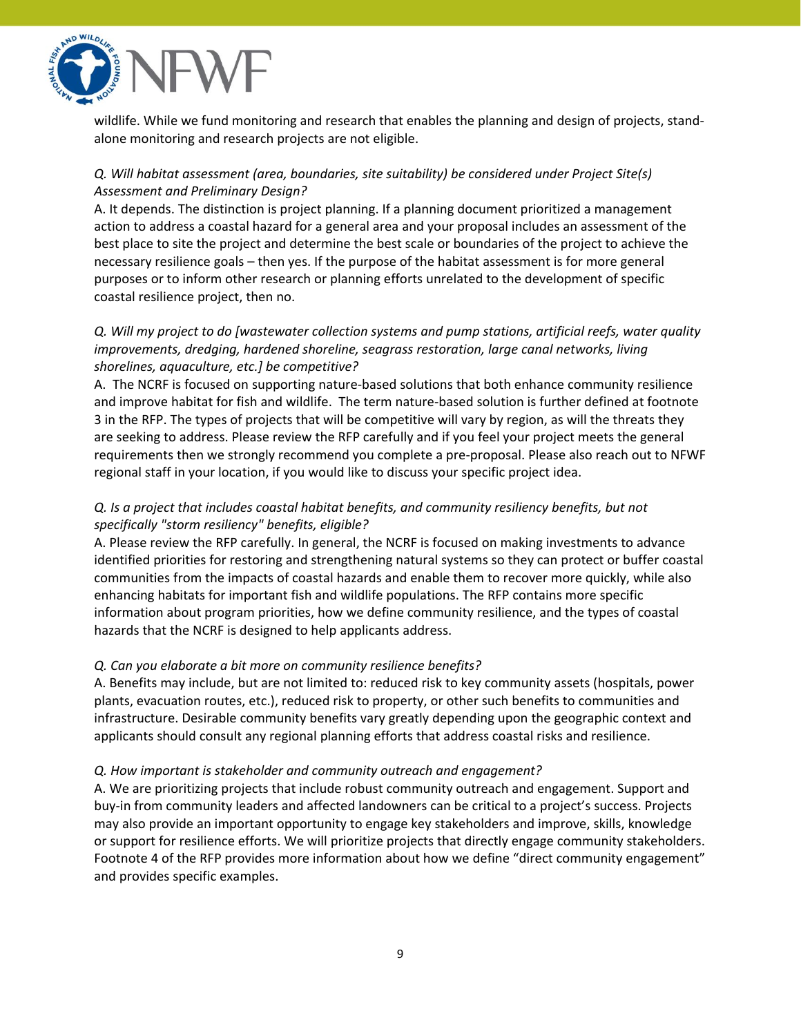wildlife. While we fund monitoring and research that enables the planning and design of projects, stand-alone monitoring and research projects are not eligible.

*Q. Will habitat assessment (area, boundaries, site suitability) be considered under Project Site(s) Assessment and Preliminary Design?*

A. It depends. The distinction is project planning. If a planning document prioritized a management action to address a coastal hazard for a general area and your proposal includes an assessment of the best place to site the project and determine the best scale or boundaries of the project to achieve the necessary resilience goals – then yes. If the purpose of the habitat assessment is for more general purposes or to inform other research or planning efforts unrelated to the development of specific coastal resilience project, then no.

*Q. Will my project to do [wastewater collection systems and pump stations, artificial reefs, water quality improvements, dredging, hardened shoreline, seagrass restoration, large canal networks, living shorelines, aquaculture, etc.] be competitive?*

A. The NCRF is focused on supporting nature-based solutions that both enhance community resilience and improve habitat for fish and wildlife. The term nature-based solution is further defined at footnote 3 in the RFP. The types of projects that will be competitive will vary by region, as will the threats they are seeking to address. Please review the RFP carefully and if you feel your project meets the general requirements then we strongly recommend you complete a pre-proposal. Please also reach out to NFWF regional staff in your location, if you would like to discuss your specific project idea.

*Q. Is a project that includes coastal habitat benefits, and community resiliency benefits, but not specifically "storm resiliency" benefits, eligible?*

A. Please review the RFP carefully. In general, the NCRF is focused on making investments to advance identified priorities for restoring and strengthening natural systems so they can protect or buffer coastal communities from the impacts of coastal hazards and enable them to recover more quickly, while also enhancing habitats for important fish and wildlife populations. The RFP contains more specific information about program priorities, how we define community resilience, and the types of coastal hazards that the NCRF is designed to help applicants address.

*Q. Can you elaborate a bit more on community resilience benefits?*

A. Benefits may include, but are not limited to: reduced risk to key community assets (hospitals, power plants, evacuation routes, etc.), reduced risk to property, or other such benefits to communities and infrastructure. Desirable community benefits vary greatly depending upon the geographic context and applicants should consult any regional planning efforts that address coastal risks and resilience.

*Q. How important is stakeholder and community outreach and engagement?*

A. We are prioritizing projects that include robust community outreach and engagement. Support and buy-in from community leaders and affected landowners can be critical to a project's success. Projects may also provide an important opportunity to engage key stakeholders and improve, skills, knowledge or support for resilience efforts. We will prioritize projects that directly engage community stakeholders. Footnote 4 of the RFP provides more information about how we define "direct community engagement" and provides specific examples.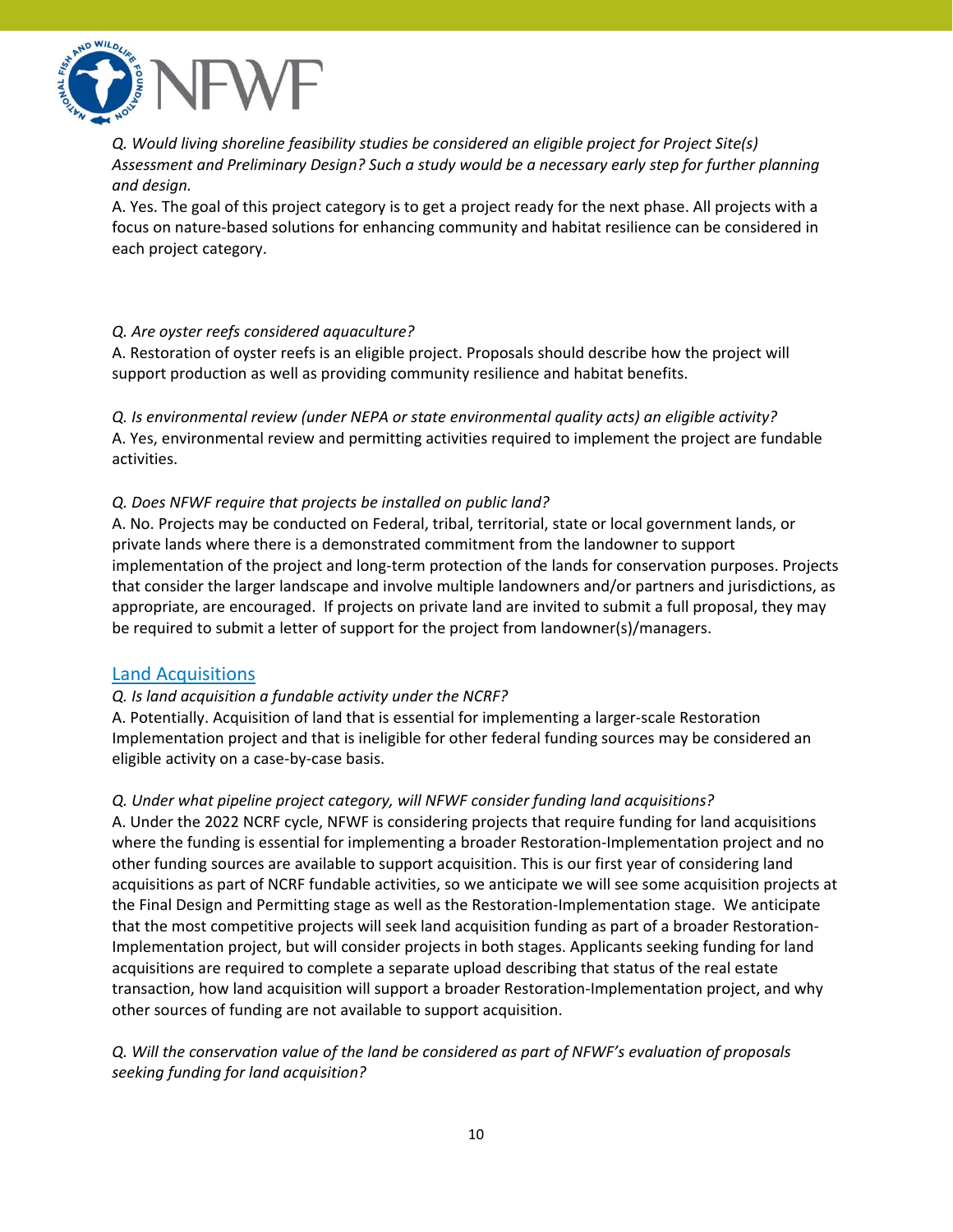*Q. Would living shoreline feasibility studies be considered an eligible project for Project Site(s) Assessment and Preliminary Design? Such a study would be a necessary early step for further planning and design.*
A. Yes. The goal of this project category is to get a project ready for the next phase. All projects with a focus on nature-based solutions for enhancing community and habitat resilience can be considered in each project category.

*Q. Are oyster reefs considered aquaculture?*
A. Restoration of oyster reefs is an eligible project. Proposals should describe how the project will support production as well as providing community resilience and habitat benefits.

*Q. Is environmental review (under NEPA or state environmental quality acts) an eligible activity?*
A. Yes, environmental review and permitting activities required to implement the project are fundable activities.

*Q. Does NFWF require that projects be installed on public land?*
A. No. Projects may be conducted on Federal, tribal, territorial, state or local government lands, or private lands where there is a demonstrated commitment from the landowner to support implementation of the project and long-term protection of the lands for conservation purposes. Projects that consider the larger landscape and involve multiple landowners and/or partners and jurisdictions, as appropriate, are encouraged. If projects on private land are invited to submit a full proposal, they may be required to submit a letter of support for the project from landowner(s)/managers.

## Land Acquisitions

*Q. Is land acquisition a fundable activity under the NCRF?*
A. Potentially. Acquisition of land that is essential for implementing a larger-scale Restoration Implementation project and that is ineligible for other federal funding sources may be considered an eligible activity on a case-by-case basis.

*Q. Under what pipeline project category, will NFWF consider funding land acquisitions?*
A. Under the 2022 NCRF cycle, NFWF is considering projects that require funding for land acquisitions where the funding is essential for implementing a broader Restoration-Implementation project and no other funding sources are available to support acquisition. This is our first year of considering land acquisitions as part of NCRF fundable activities, so we anticipate we will see some acquisition projects at the Final Design and Permitting stage as well as the Restoration-Implementation stage. We anticipate that the most competitive projects will seek land acquisition funding as part of a broader Restoration-Implementation project, but will consider projects in both stages. Applicants seeking funding for land acquisitions are required to complete a separate upload describing that status of the real estate transaction, how land acquisition will support a broader Restoration-Implementation project, and why other sources of funding are not available to support acquisition.

*Q. Will the conservation value of the land be considered as part of NFWF's evaluation of proposals seeking funding for land acquisition?*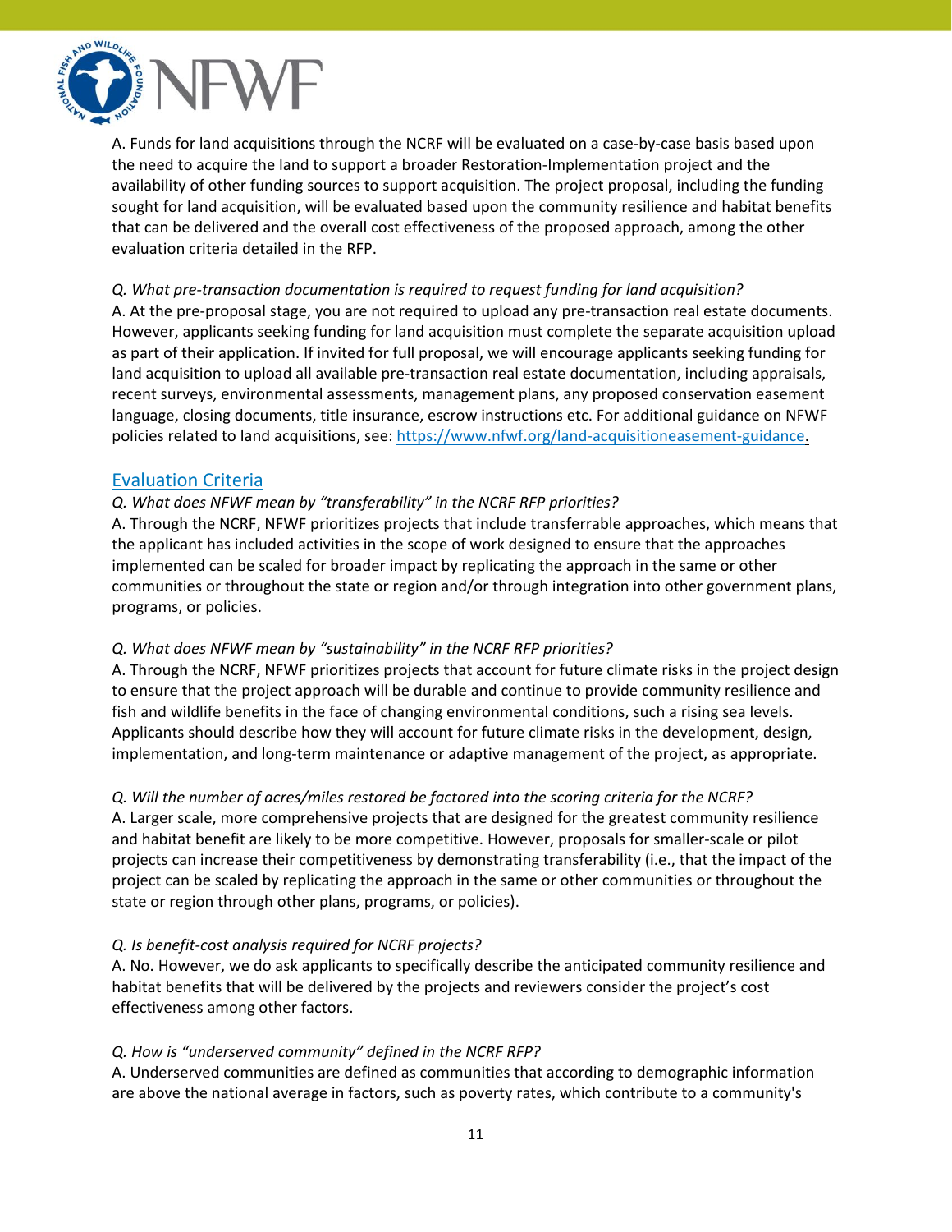A. Funds for land acquisitions through the NCRF will be evaluated on a case-by-case basis based upon the need to acquire the land to support a broader Restoration-Implementation project and the availability of other funding sources to support acquisition. The project proposal, including the funding sought for land acquisition, will be evaluated based upon the community resilience and habitat benefits that can be delivered and the overall cost effectiveness of the proposed approach, among the other evaluation criteria detailed in the RFP.

*Q. What pre-transaction documentation is required to request funding for land acquisition?*
A. At the pre-proposal stage, you are not required to upload any pre-transaction real estate documents. However, applicants seeking funding for land acquisition must complete the separate acquisition upload as part of their application. If invited for full proposal, we will encourage applicants seeking funding for land acquisition to upload all available pre-transaction real estate documentation, including appraisals, recent surveys, environmental assessments, management plans, any proposed conservation easement language, closing documents, title insurance, escrow instructions etc. For additional guidance on NFWF policies related to land acquisitions, see: [https://www.nfwf.org/land-acquisitioneasement-guidance](https://www.nfwf.org/land-acquisitioneasement-guidance).

## Evaluation Criteria

*Q. What does NFWF mean by "transferability" in the NCRF RFP priorities?*
A. Through the NCRF, NFWF prioritizes projects that include transferrable approaches, which means that the applicant has included activities in the scope of work designed to ensure that the approaches implemented can be scaled for broader impact by replicating the approach in the same or other communities or throughout the state or region and/or through integration into other government plans, programs, or policies.

*Q. What does NFWF mean by "sustainability" in the NCRF RFP priorities?*
A. Through the NCRF, NFWF prioritizes projects that account for future climate risks in the project design to ensure that the project approach will be durable and continue to provide community resilience and fish and wildlife benefits in the face of changing environmental conditions, such a rising sea levels. Applicants should describe how they will account for future climate risks in the development, design, implementation, and long-term maintenance or adaptive management of the project, as appropriate.

*Q. Will the number of acres/miles restored be factored into the scoring criteria for the NCRF?*
A. Larger scale, more comprehensive projects that are designed for the greatest community resilience and habitat benefit are likely to be more competitive. However, proposals for smaller-scale or pilot projects can increase their competitiveness by demonstrating transferability (i.e., that the impact of the project can be scaled by replicating the approach in the same or other communities or throughout the state or region through other plans, programs, or policies).

*Q. Is benefit-cost analysis required for NCRF projects?*
A. No. However, we do ask applicants to specifically describe the anticipated community resilience and habitat benefits that will be delivered by the projects and reviewers consider the project's cost effectiveness among other factors.

*Q. How is "underserved community" defined in the NCRF RFP?*
A. Underserved communities are defined as communities that according to demographic information are above the national average in factors, such as poverty rates, which contribute to a community's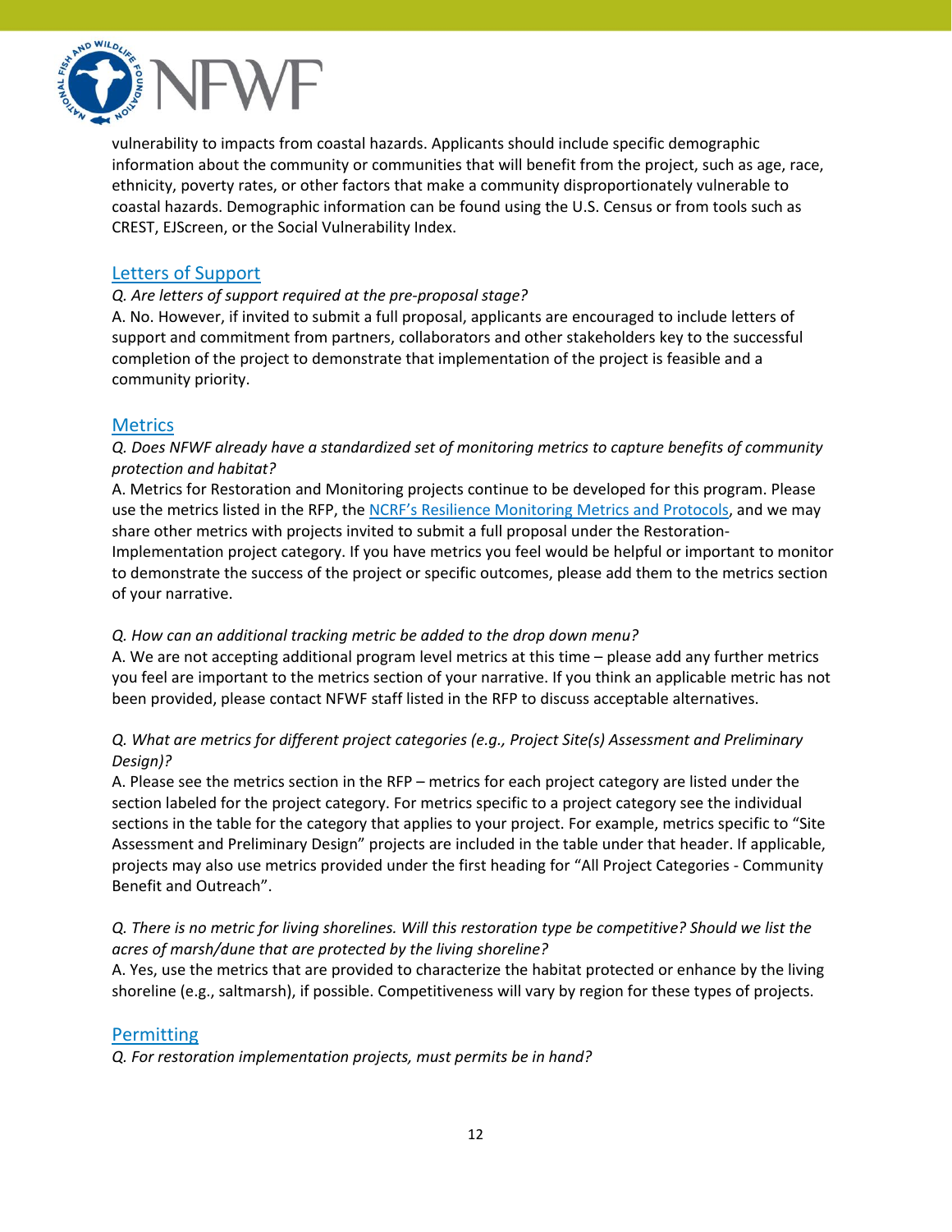vulnerability to impacts from coastal hazards. Applicants should include specific demographic information about the community or communities that will benefit from the project, such as age, race, ethnicity, poverty rates, or other factors that make a community disproportionately vulnerable to coastal hazards. Demographic information can be found using the U.S. Census or from tools such as CREST, EJScreen, or the Social Vulnerability Index.

## Letters of Support

*Q. Are letters of support required at the pre-proposal stage?*

A. No. However, if invited to submit a full proposal, applicants are encouraged to include letters of support and commitment from partners, collaborators and other stakeholders key to the successful completion of the project to demonstrate that implementation of the project is feasible and a community priority.

## Metrics

*Q. Does NFWF already have a standardized set of monitoring metrics to capture benefits of community protection and habitat?*

A. Metrics for Restoration and Monitoring projects continue to be developed for this program. Please use the metrics listed in the RFP, the NCRF's Resilience Monitoring Metrics and Protocols, and we may share other metrics with projects invited to submit a full proposal under the Restoration-Implementation project category. If you have metrics you feel would be helpful or important to monitor to demonstrate the success of the project or specific outcomes, please add them to the metrics section of your narrative.

*Q. How can an additional tracking metric be added to the drop down menu?*

A. We are not accepting additional program level metrics at this time – please add any further metrics you feel are important to the metrics section of your narrative. If you think an applicable metric has not been provided, please contact NFWF staff listed in the RFP to discuss acceptable alternatives.

*Q. What are metrics for different project categories (e.g., Project Site(s) Assessment and Preliminary Design)?*

A. Please see the metrics section in the RFP – metrics for each project category are listed under the section labeled for the project category. For metrics specific to a project category see the individual sections in the table for the category that applies to your project. For example, metrics specific to "Site Assessment and Preliminary Design" projects are included in the table under that header. If applicable, projects may also use metrics provided under the first heading for "All Project Categories - Community Benefit and Outreach".

*Q. There is no metric for living shorelines. Will this restoration type be competitive? Should we list the acres of marsh/dune that are protected by the living shoreline?*

A. Yes, use the metrics that are provided to characterize the habitat protected or enhance by the living shoreline (e.g., saltmarsh), if possible. Competitiveness will vary by region for these types of projects.

## Permitting

*Q. For restoration implementation projects, must permits be in hand?*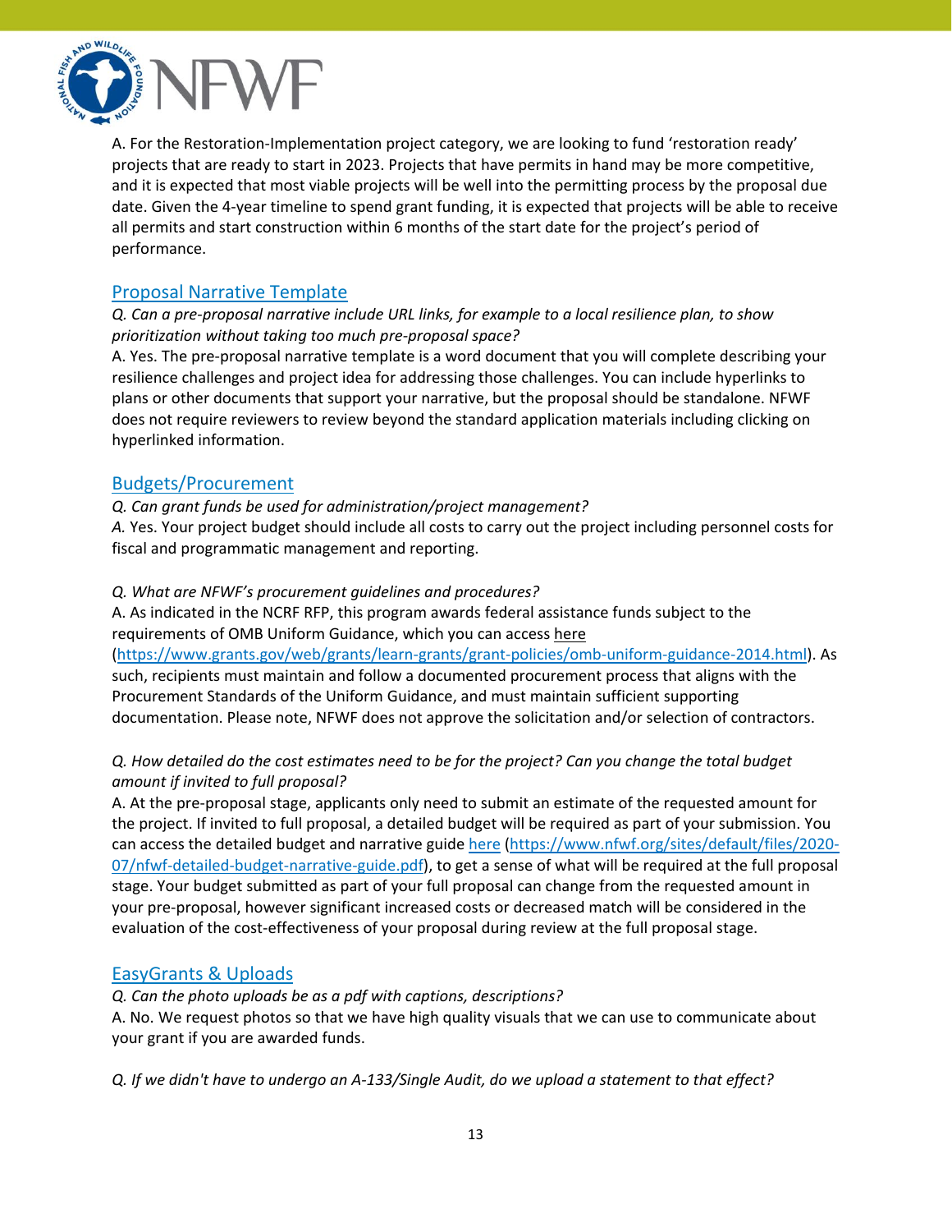A. For the Restoration-Implementation project category, we are looking to fund 'restoration ready' projects that are ready to start in 2023. Projects that have permits in hand may be more competitive, and it is expected that most viable projects will be well into the permitting process by the proposal due date. Given the 4-year timeline to spend grant funding, it is expected that projects will be able to receive all permits and start construction within 6 months of the start date for the project's period of performance.

## Proposal Narrative Template

*Q. Can a pre-proposal narrative include URL links, for example to a local resilience plan, to show prioritization without taking too much pre-proposal space?*

A. Yes. The pre-proposal narrative template is a word document that you will complete describing your resilience challenges and project idea for addressing those challenges. You can include hyperlinks to plans or other documents that support your narrative, but the proposal should be standalone. NFWF does not require reviewers to review beyond the standard application materials including clicking on hyperlinked information.

## Budgets/Procurement

*Q. Can grant funds be used for administration/project management?*

*A.* Yes. Your project budget should include all costs to carry out the project including personnel costs for fiscal and programmatic management and reporting.

*Q. What are NFWF's procurement guidelines and procedures?*

A. As indicated in the NCRF RFP, this program awards federal assistance funds subject to the requirements of OMB Uniform Guidance, which you can access here (https://www.grants.gov/web/grants/learn-grants/grant-policies/omb-uniform-guidance-2014.html). As such, recipients must maintain and follow a documented procurement process that aligns with the Procurement Standards of the Uniform Guidance, and must maintain sufficient supporting documentation. Please note, NFWF does not approve the solicitation and/or selection of contractors.

*Q. How detailed do the cost estimates need to be for the project? Can you change the total budget amount if invited to full proposal?*

A. At the pre-proposal stage, applicants only need to submit an estimate of the requested amount for the project. If invited to full proposal, a detailed budget will be required as part of your submission. You can access the detailed budget and narrative guide here (https://www.nfwf.org/sites/default/files/2020-07/nfwf-detailed-budget-narrative-guide.pdf), to get a sense of what will be required at the full proposal stage. Your budget submitted as part of your full proposal can change from the requested amount in your pre-proposal, however significant increased costs or decreased match will be considered in the evaluation of the cost-effectiveness of your proposal during review at the full proposal stage.

## EasyGrants & Uploads

*Q. Can the photo uploads be as a pdf with captions, descriptions?*

A. No. We request photos so that we have high quality visuals that we can use to communicate about your grant if you are awarded funds.

*Q. If we didn't have to undergo an A-133/Single Audit, do we upload a statement to that effect?*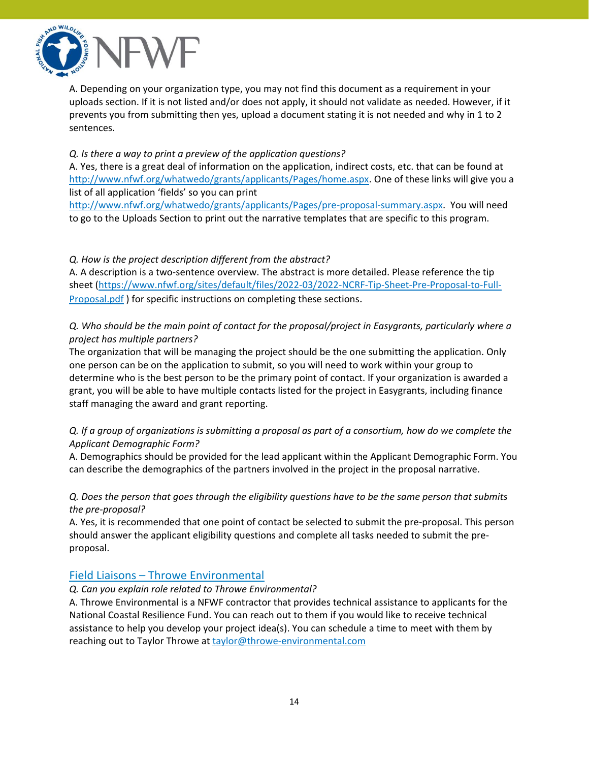A. Depending on your organization type, you may not find this document as a requirement in your uploads section. If it is not listed and/or does not apply, it should not validate as needed. However, if it prevents you from submitting then yes, upload a document stating it is not needed and why in 1 to 2 sentences.

*Q. Is there a way to print a preview of the application questions?*
A. Yes, there is a great deal of information on the application, indirect costs, etc. that can be found at [http://www.nfwf.org/whatwedo/grants/applicants/Pages/home.aspx](http://www.nfwf.org/whatwedo/grants/applicants/Pages/home.aspx). One of these links will give you a list of all application 'fields' so you can print [http://www.nfwf.org/whatwedo/grants/applicants/Pages/pre-proposal-summary.aspx](http://www.nfwf.org/whatwedo/grants/applicants/Pages/pre-proposal-summary.aspx). You will need to go to the Uploads Section to print out the narrative templates that are specific to this program.

*Q. How is the project description different from the abstract?*
A. A description is a two-sentence overview. The abstract is more detailed. Please reference the tip sheet ([https://www.nfwf.org/sites/default/files/2022-03/2022-NCRF-Tip-Sheet-Pre-Proposal-to-Full-Proposal.pdf](https://www.nfwf.org/sites/default/files/2022-03/2022-NCRF-Tip-Sheet-Pre-Proposal-to-Full-Proposal.pdf) ) for specific instructions on completing these sections.

*Q. Who should be the main point of contact for the proposal/project in Easygrants, particularly where a project has multiple partners?*
The organization that will be managing the project should be the one submitting the application. Only one person can be on the application to submit, so you will need to work within your group to determine who is the best person to be the primary point of contact. If your organization is awarded a grant, you will be able to have multiple contacts listed for the project in Easygrants, including finance staff managing the award and grant reporting.

*Q. If a group of organizations is submitting a proposal as part of a consortium, how do we complete the Applicant Demographic Form?*
A. Demographics should be provided for the lead applicant within the Applicant Demographic Form. You can describe the demographics of the partners involved in the project in the proposal narrative.

*Q. Does the person that goes through the eligibility questions have to be the same person that submits the pre-proposal?*
A. Yes, it is recommended that one point of contact be selected to submit the pre-proposal. This person should answer the applicant eligibility questions and complete all tasks needed to submit the pre-proposal.

## Field Liaisons – Throwe Environmental

*Q. Can you explain role related to Throwe Environmental?*
A. Throwe Environmental is a NFWF contractor that provides technical assistance to applicants for the National Coastal Resilience Fund. You can reach out to them if you would like to receive technical assistance to help you develop your project idea(s). You can schedule a time to meet with them by reaching out to Taylor Throwe at [taylor@throwe-environmental.com](mailto:taylor@throwe-environmental.com)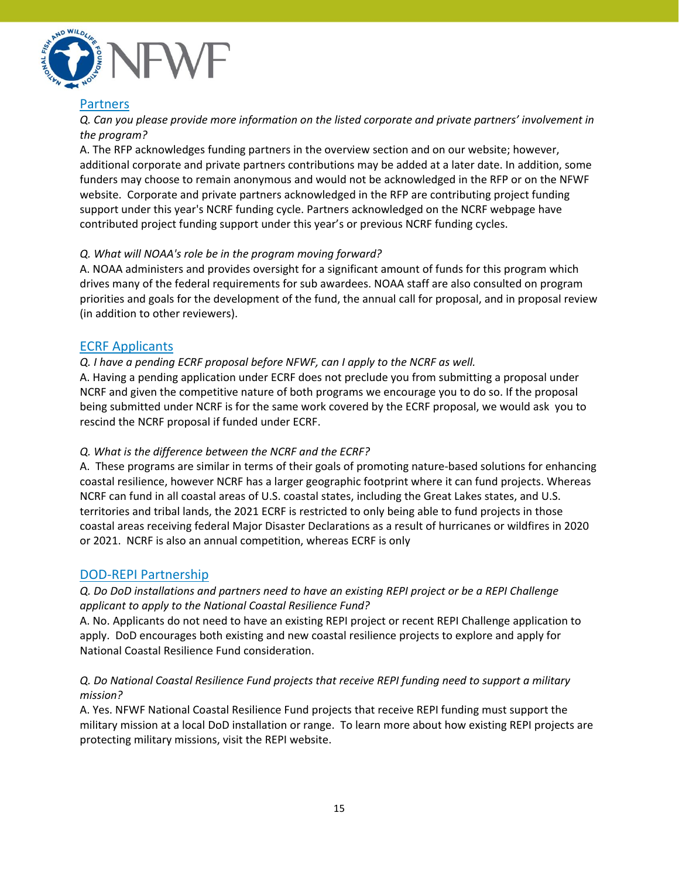## Partners

*Q. Can you please provide more information on the listed corporate and private partners' involvement in the program?*

A. The RFP acknowledges funding partners in the overview section and on our website; however, additional corporate and private partners contributions may be added at a later date. In addition, some funders may choose to remain anonymous and would not be acknowledged in the RFP or on the NFWF website. Corporate and private partners acknowledged in the RFP are contributing project funding support under this year's NCRF funding cycle. Partners acknowledged on the NCRF webpage have contributed project funding support under this year's or previous NCRF funding cycles.

*Q. What will NOAA's role be in the program moving forward?*

A. NOAA administers and provides oversight for a significant amount of funds for this program which drives many of the federal requirements for sub awardees. NOAA staff are also consulted on program priorities and goals for the development of the fund, the annual call for proposal, and in proposal review (in addition to other reviewers).

## ECRF Applicants

*Q. I have a pending ECRF proposal before NFWF, can I apply to the NCRF as well.*

A. Having a pending application under ECRF does not preclude you from submitting a proposal under NCRF and given the competitive nature of both programs we encourage you to do so. If the proposal being submitted under NCRF is for the same work covered by the ECRF proposal, we would ask you to rescind the NCRF proposal if funded under ECRF.

*Q. What is the difference between the NCRF and the ECRF?*

A. These programs are similar in terms of their goals of promoting nature-based solutions for enhancing coastal resilience, however NCRF has a larger geographic footprint where it can fund projects. Whereas NCRF can fund in all coastal areas of U.S. coastal states, including the Great Lakes states, and U.S. territories and tribal lands, the 2021 ECRF is restricted to only being able to fund projects in those coastal areas receiving federal Major Disaster Declarations as a result of hurricanes or wildfires in 2020 or 2021. NCRF is also an annual competition, whereas ECRF is only

## DOD-REPI Partnership

*Q. Do DoD installations and partners need to have an existing REPI project or be a REPI Challenge applicant to apply to the National Coastal Resilience Fund?*

A. No. Applicants do not need to have an existing REPI project or recent REPI Challenge application to apply. DoD encourages both existing and new coastal resilience projects to explore and apply for National Coastal Resilience Fund consideration.

*Q. Do National Coastal Resilience Fund projects that receive REPI funding need to support a military mission?*

A. Yes. NFWF National Coastal Resilience Fund projects that receive REPI funding must support the military mission at a local DoD installation or range. To learn more about how existing REPI projects are protecting military missions, visit the REPI website.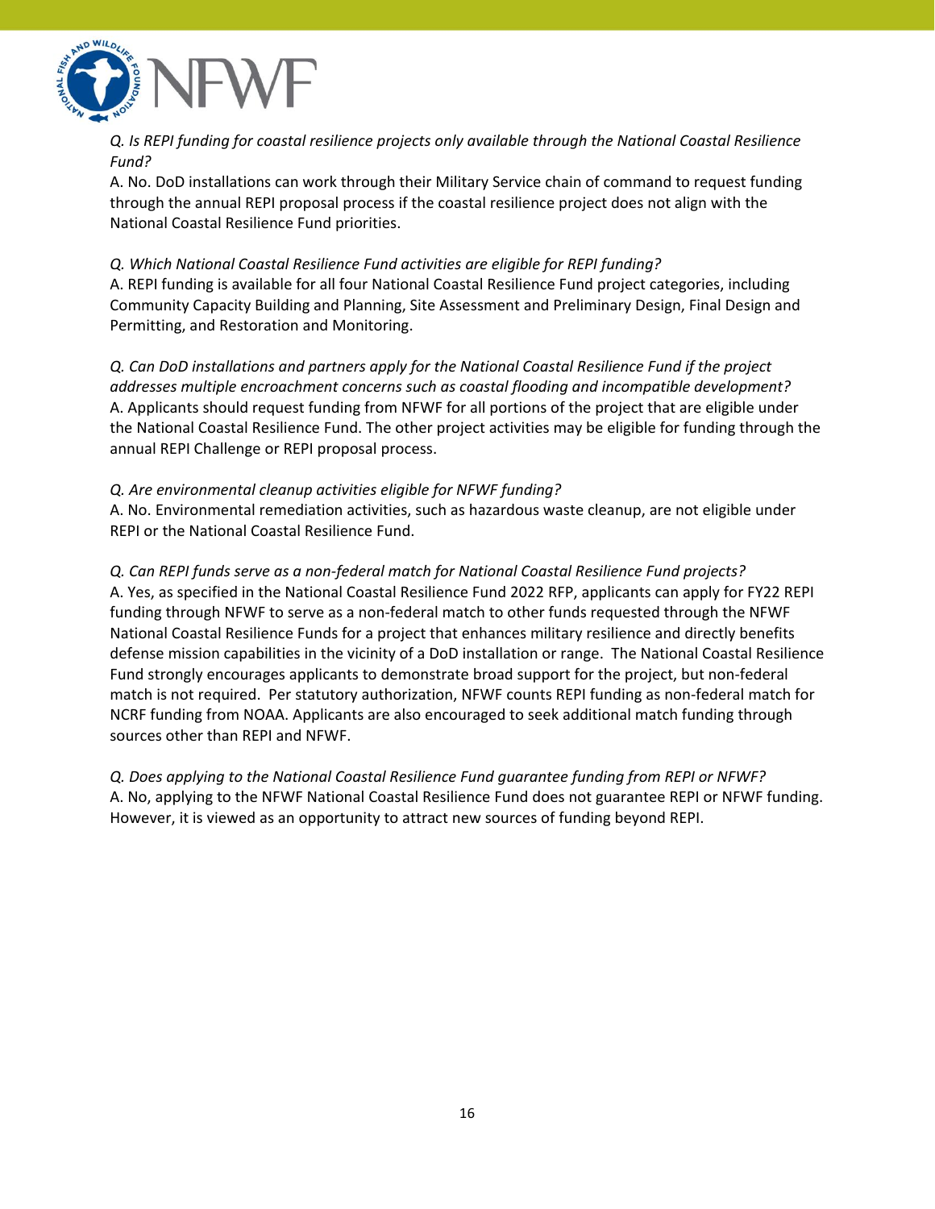*Q. Is REPI funding for coastal resilience projects only available through the National Coastal Resilience Fund?*
A. No. DoD installations can work through their Military Service chain of command to request funding through the annual REPI proposal process if the coastal resilience project does not align with the National Coastal Resilience Fund priorities.

*Q. Which National Coastal Resilience Fund activities are eligible for REPI funding?*
A. REPI funding is available for all four National Coastal Resilience Fund project categories, including Community Capacity Building and Planning, Site Assessment and Preliminary Design, Final Design and Permitting, and Restoration and Monitoring.

*Q. Can DoD installations and partners apply for the National Coastal Resilience Fund if the project addresses multiple encroachment concerns such as coastal flooding and incompatible development?*
A. Applicants should request funding from NFWF for all portions of the project that are eligible under the National Coastal Resilience Fund. The other project activities may be eligible for funding through the annual REPI Challenge or REPI proposal process.

*Q. Are environmental cleanup activities eligible for NFWF funding?*
A. No. Environmental remediation activities, such as hazardous waste cleanup, are not eligible under REPI or the National Coastal Resilience Fund.

*Q. Can REPI funds serve as a non-federal match for National Coastal Resilience Fund projects?*
A. Yes, as specified in the National Coastal Resilience Fund 2022 RFP, applicants can apply for FY22 REPI funding through NFWF to serve as a non-federal match to other funds requested through the NFWF National Coastal Resilience Funds for a project that enhances military resilience and directly benefits defense mission capabilities in the vicinity of a DoD installation or range. The National Coastal Resilience Fund strongly encourages applicants to demonstrate broad support for the project, but non-federal match is not required. Per statutory authorization, NFWF counts REPI funding as non-federal match for NCRF funding from NOAA. Applicants are also encouraged to seek additional match funding through sources other than REPI and NFWF.

*Q. Does applying to the National Coastal Resilience Fund guarantee funding from REPI or NFWF?*
A. No, applying to the NFWF National Coastal Resilience Fund does not guarantee REPI or NFWF funding. However, it is viewed as an opportunity to attract new sources of funding beyond REPI.